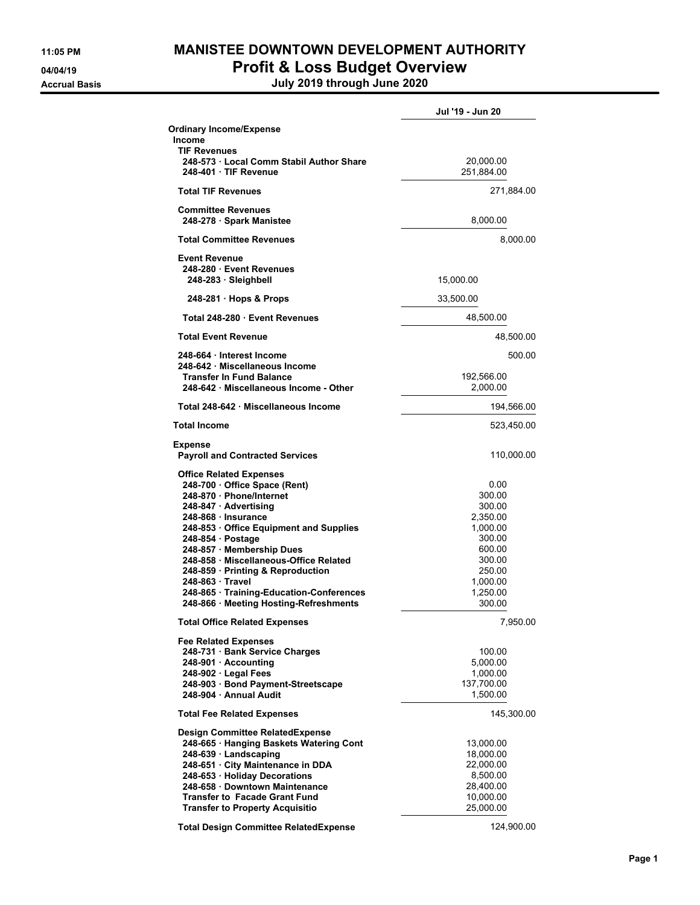# MANISTEE DOWNTOWN DEVELOPMENT AUTHORITY

## Profit & Loss Budget Overview

**July 2019 through June 2020**

11:05 PM
04/04/19
Accrual Basis

| | | Jul '19 - Jun 20 |
|---|---|---|
| **Ordinary Income/Expense** | | |
| **Income** | | |
| **TIF Revenues** | | |
| 248-573 · Local Comm Stabil Author Share | 20,000.00 | |
| 248-401 · TIF Revenue | 251,884.00 | |
| **Total TIF Revenues** | | 271,884.00 |
| **Committee Revenues** | | |
| 248-278 · Spark Manistee | 8,000.00 | |
| **Total Committee Revenues** | | 8,000.00 |
| **Event Revenue** | | |
| 248-280 · Event Revenues | | |
| 248-283 · Sleighbell | 15,000.00 | |
| 248-281 · Hops & Props | 33,500.00 | |
| Total 248-280 · Event Revenues | 48,500.00 | |
| **Total Event Revenue** | | 48,500.00 |
| 248-664 · Interest Income | | 500.00 |
| 248-642 · Miscellaneous Income | | |
| Transfer In Fund Balance | 192,566.00 | |
| 248-642 · Miscellaneous Income - Other | 2,000.00 | |
| Total 248-642 · Miscellaneous Income | | 194,566.00 |
| **Total Income** | | 523,450.00 |
| **Expense** | | |
| Payroll and Contracted Services | | 110,000.00 |
| **Office Related Expenses** | | |
| 248-700 · Office Space (Rent) | 0.00 | |
| 248-870 · Phone/Internet | 300.00 | |
| 248-847 · Advertising | 300.00 | |
| 248-868 · Insurance | 2,350.00 | |
| 248-853 · Office Equipment and Supplies | 1,000.00 | |
| 248-854 · Postage | 300.00 | |
| 248-857 · Membership Dues | 600.00 | |
| 248-858 · Miscellaneous-Office Related | 300.00 | |
| 248-859 · Printing & Reproduction | 250.00 | |
| 248-863 · Travel | 1,000.00 | |
| 248-865 · Training-Education-Conferences | 1,250.00 | |
| 248-866 · Meeting Hosting-Refreshments | 300.00 | |
| **Total Office Related Expenses** | | 7,950.00 |
| **Fee Related Expenses** | | |
| 248-731 · Bank Service Charges | 100.00 | |
| 248-901 · Accounting | 5,000.00 | |
| 248-902 · Legal Fees | 1,000.00 | |
| 248-903 · Bond Payment-Streetscape | 137,700.00 | |
| 248-904 · Annual Audit | 1,500.00 | |
| **Total Fee Related Expenses** | | 145,300.00 |
| **Design Committee RelatedExpense** | | |
| 248-665 · Hanging Baskets Watering Cont | 13,000.00 | |
| 248-639 · Landscaping | 18,000.00 | |
| 248-651 · City Maintenance in DDA | 22,000.00 | |
| 248-653 · Holiday Decorations | 8,500.00 | |
| 248-658 · Downtown Maintenance | 28,400.00 | |
| Transfer to Facade Grant Fund | 10,000.00 | |
| Transfer to Property Acquisitio | 25,000.00 | |
| **Total Design Committee RelatedExpense** | | 124,900.00 |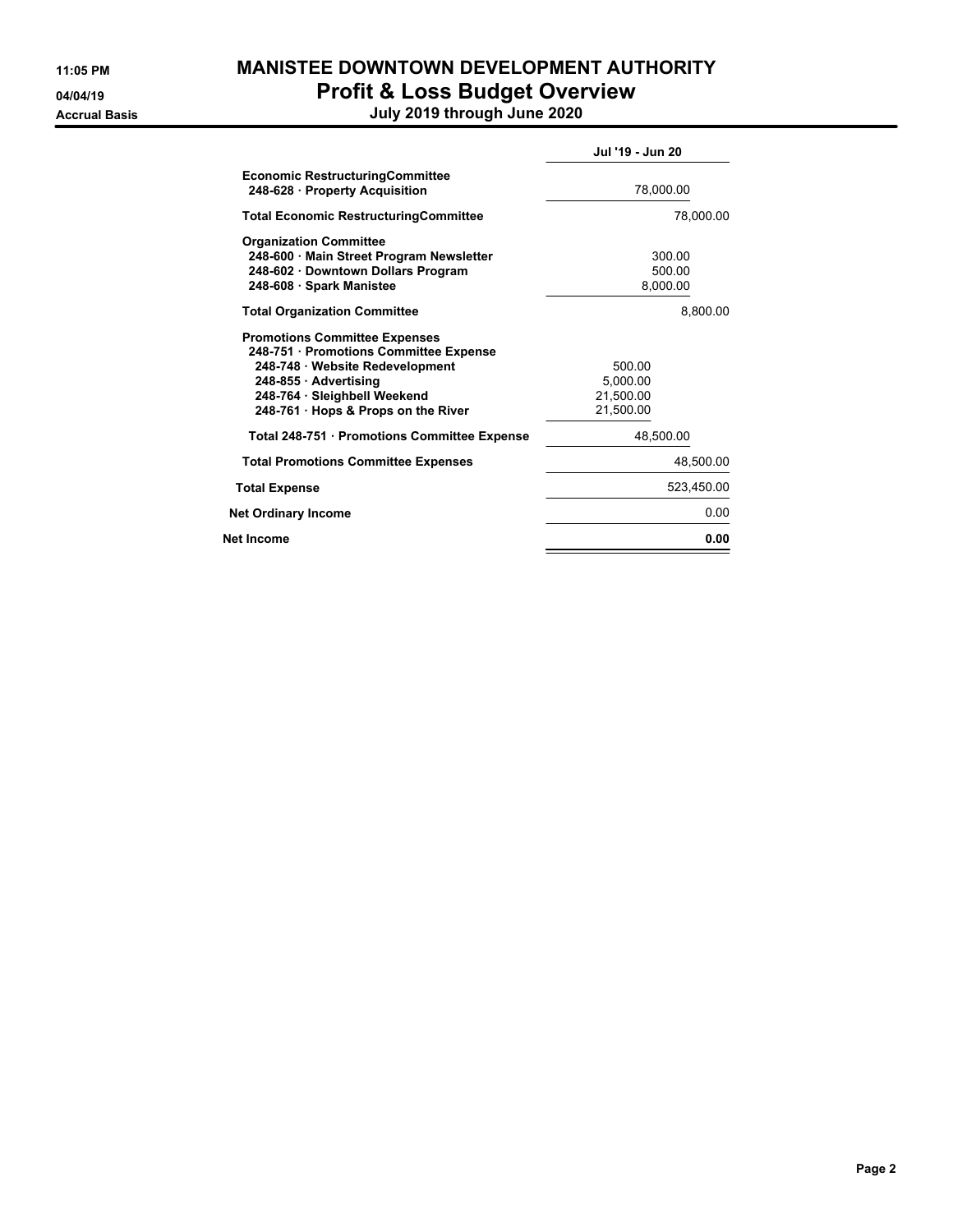11:05 PM
04/04/19
Accrual Basis

# MANISTEE DOWNTOWN DEVELOPMENT AUTHORITY
## Profit & Loss Budget Overview
### July 2019 through June 2020

| | Jul '19 - Jun 20 |
|---|---|
| **Economic RestructuringCommittee** | |
| **248-628 · Property Acquisition** | 78,000.00 |
| **Total Economic RestructuringCommittee** | 78,000.00 |
| **Organization Committee** | |
| **248-600 · Main Street Program Newsletter** | 300.00 |
| **248-602 · Downtown Dollars Program** | 500.00 |
| **248-608 · Spark Manistee** | 8,000.00 |
| **Total Organization Committee** | 8,800.00 |
| **Promotions Committee Expenses** | |
| **248-751 · Promotions Committee Expense** | |
| **248-748 · Website Redevelopment** | 500.00 |
| **248-855 · Advertising** | 5,000.00 |
| **248-764 · Sleighbell Weekend** | 21,500.00 |
| **248-761 · Hops & Props on the River** | 21,500.00 |
| **Total 248-751 · Promotions Committee Expense** | 48,500.00 |
| **Total Promotions Committee Expenses** | 48,500.00 |
| **Total Expense** | 523,450.00 |
| **Net Ordinary Income** | 0.00 |
| **Net Income** | **0.00** |